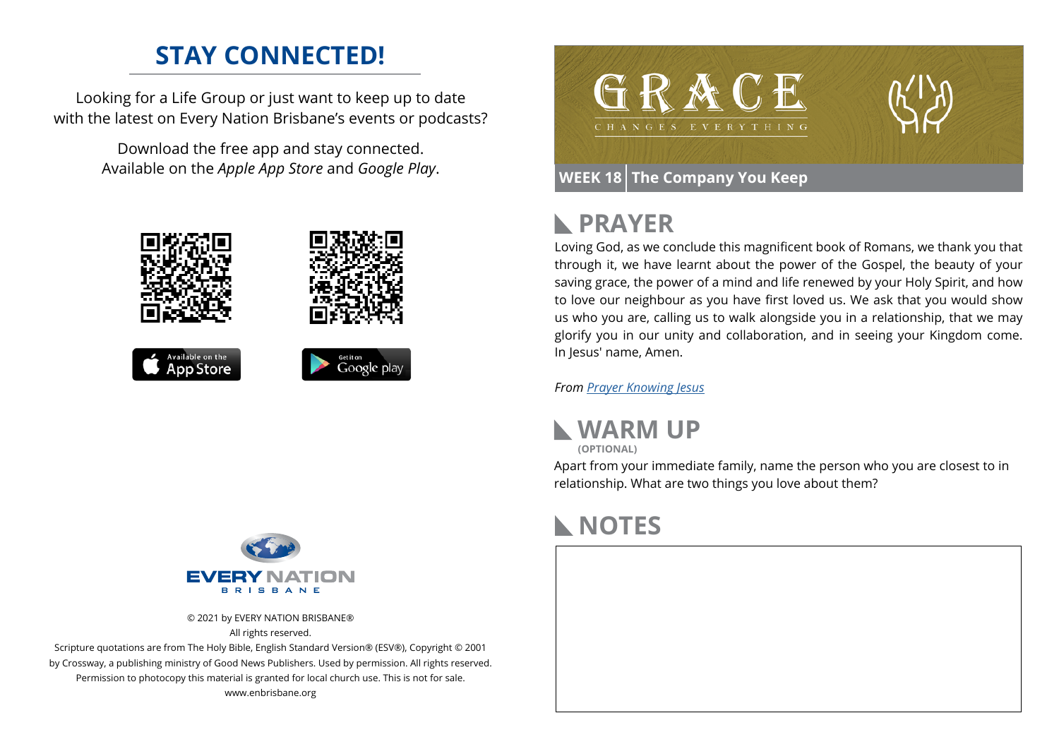# STAY CONNECTED!

Looking for a Life Group or just want to keep up to date with the latest on Every Nation Brisbane's events or podcasts?

Download the free app and stay connected. Available on the *Apple App Store* and *Google Play*.

© 2021 by EVERY NATION BRISBANE®
All rights reserved.
Scripture quotations are from The Holy Bible, English Standard Version® (ESV®), Copyright © 2001 by Crossway, a publishing ministry of Good News Publishers. Used by permission. All rights reserved.
Permission to photocopy this material is granted for local church use. This is not for sale.
www.enbrisbane.org

# GRACE CHANGES EVERYTHING

**WEEK 18 | The Company You Keep**

## PRAYER

Loving God, as we conclude this magnificent book of Romans, we thank you that through it, we have learnt about the power of the Gospel, the beauty of your saving grace, the power of a mind and life renewed by your Holy Spirit, and how to love our neighbour as you have first loved us. We ask that you would show us who you are, calling us to walk alongside you in a relationship, that we may glorify you in our unity and collaboration, and in seeing your Kingdom come. In Jesus' name, Amen.

*From Prayer Knowing Jesus*

## WARM UP

**(OPTIONAL)**

Apart from your immediate family, name the person who you are closest to in relationship. What are two things you love about them?

## NOTES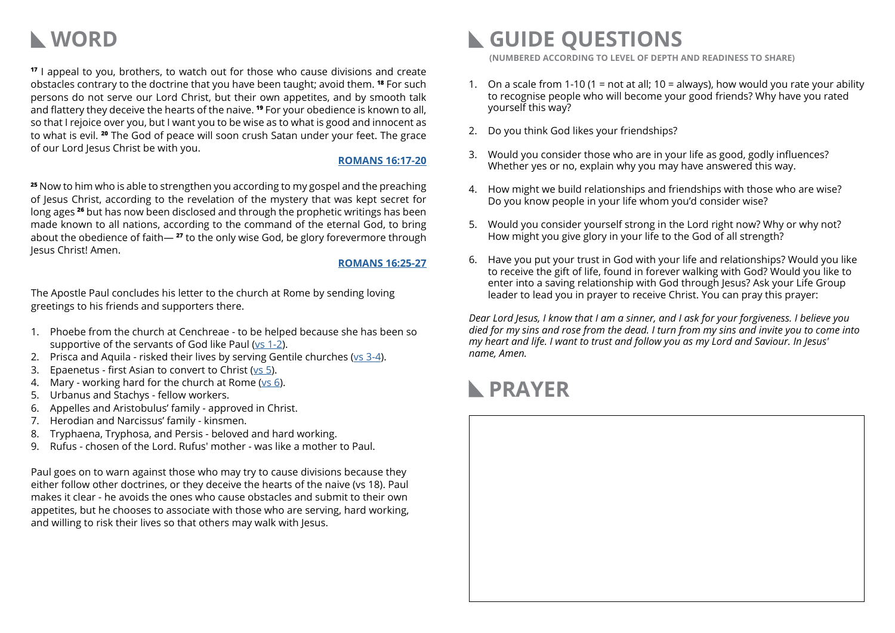# WORD

[17] I appeal to you, brothers, to watch out for those who cause divisions and create obstacles contrary to the doctrine that you have been taught; avoid them. [18] For such persons do not serve our Lord Christ, but their own appetites, and by smooth talk and flattery they deceive the hearts of the naive. [19] For your obedience is known to all, so that I rejoice over you, but I want you to be wise as to what is good and innocent as to what is evil. [20] The God of peace will soon crush Satan under your feet. The grace of our Lord Jesus Christ be with you.

**ROMANS 16:17-20**

[25] Now to him who is able to strengthen you according to my gospel and the preaching of Jesus Christ, according to the revelation of the mystery that was kept secret for long ages [26] but has now been disclosed and through the prophetic writings has been made known to all nations, according to the command of the eternal God, to bring about the obedience of faith— [27] to the only wise God, be glory forevermore through Jesus Christ! Amen.

**ROMANS 16:25-27**

The Apostle Paul concludes his letter to the church at Rome by sending loving greetings to his friends and supporters there.

1. Phoebe from the church at Cenchreae - to be helped because she has been so supportive of the servants of God like Paul (vs 1-2).
2. Prisca and Aquila - risked their lives by serving Gentile churches (vs 3-4).
3. Epaenetus - first Asian to convert to Christ (vs 5).
4. Mary - working hard for the church at Rome (vs 6).
5. Urbanus and Stachys - fellow workers.
6. Appelles and Aristobulus' family - approved in Christ.
7. Herodian and Narcissus' family - kinsmen.
8. Tryphaena, Tryphosa, and Persis - beloved and hard working.
9. Rufus - chosen of the Lord. Rufus' mother - was like a mother to Paul.

Paul goes on to warn against those who may try to cause divisions because they either follow other doctrines, or they deceive the hearts of the naive (vs 18). Paul makes it clear - he avoids the ones who cause obstacles and submit to their own appetites, but he chooses to associate with those who are serving, hard working, and willing to risk their lives so that others may walk with Jesus.

# GUIDE QUESTIONS

**(NUMBERED ACCORDING TO LEVEL OF DEPTH AND READINESS TO SHARE)**

1. On a scale from 1-10 (1 = not at all; 10 = always), how would you rate your ability to recognise people who will become your good friends? Why have you rated yourself this way?
2. Do you think God likes your friendships?
3. Would you consider those who are in your life as good, godly influences? Whether yes or no, explain why you may have answered this way.
4. How might we build relationships and friendships with those who are wise? Do you know people in your life whom you'd consider wise?
5. Would you consider yourself strong in the Lord right now? Why or why not? How might you give glory in your life to the God of all strength?
6. Have you put your trust in God with your life and relationships? Would you like to receive the gift of life, found in forever walking with God? Would you like to enter into a saving relationship with God through Jesus? Ask your Life Group leader to lead you in prayer to receive Christ. You can pray this prayer:

*Dear Lord Jesus, I know that I am a sinner, and I ask for your forgiveness. I believe you died for my sins and rose from the dead. I turn from my sins and invite you to come into my heart and life. I want to trust and follow you as my Lord and Saviour. In Jesus' name, Amen.*

# PRAYER